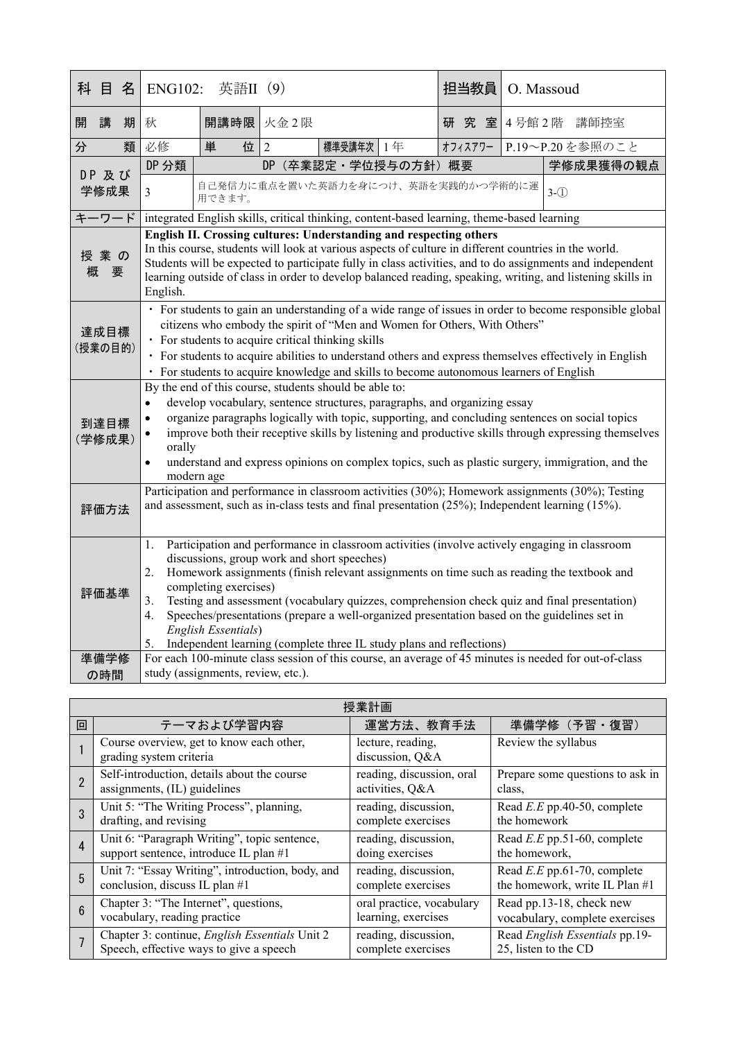| 科目名 | ENG102: 英語II (9) | | | | | 担当教員 | O. Massoud | |
|---|---|---|---|---|---|---|---|---|
| 開講期 | 秋 | 開講時限 | 火金2限 | | | 研究室 | 4号館2階　講師控室 | |
| 分類 | 必修 | 単位 | 2 | 標準受講年次 | 1年 | ｵﾌｨｽｱﾜｰ | P.19～P.20を参照のこと | |
| DP及び学修成果 | DP分類 | DP（卒業認定・学位授与の方針）概要 | | | | | | 学修成果獲得の観点 |
| | 3 | 自己発信力に重点を置いた英語力を身につけ、英語を実践的かつ学術的に運用できます。 | | | | | | 3-① |
| キーワード | integrated English skills, critical thinking, content-based learning, theme-based learning | | | | | | | |
| 授業の概要 | **English II. Crossing cultures: Understanding and respecting others**<br>In this course, students will look at various aspects of culture in different countries in the world. Students will be expected to participate fully in class activities, and to do assignments and independent learning outside of class in order to develop balanced reading, speaking, writing, and listening skills in English. | | | | | | | |
| 達成目標（授業の目的） | ・For students to gain an understanding of a wide range of issues in order to become responsible global citizens who embody the spirit of "Men and Women for Others, With Others"<br>・For students to acquire critical thinking skills<br>・For students to acquire abilities to understand others and express themselves effectively in English<br>・For students to acquire knowledge and skills to become autonomous learners of English | | | | | | | |
| 到達目標（学修成果） | By the end of this course, students should be able to:<br>• develop vocabulary, sentence structures, paragraphs, and organizing essay<br>• organize paragraphs logically with topic, supporting, and concluding sentences on social topics<br>• improve both their receptive skills by listening and productive skills through expressing themselves orally<br>• understand and express opinions on complex topics, such as plastic surgery, immigration, and the modern age | | | | | | | |
| 評価方法 | Participation and performance in classroom activities (30%); Homework assignments (30%); Testing and assessment, such as in-class tests and final presentation (25%); Independent learning (15%). | | | | | | | |
| 評価基準 | 1. Participation and performance in classroom activities (involve actively engaging in classroom discussions, group work and short speeches)<br>2. Homework assignments (finish relevant assignments on time such as reading the textbook and completing exercises)<br>3. Testing and assessment (vocabulary quizzes, comprehension check quiz and final presentation)<br>4. Speeches/presentations (prepare a well-organized presentation based on the guidelines set in *English Essentials*)<br>5. Independent learning (complete three IL study plans and reflections) | | | | | | | |
| 準備学修の時間 | For each 100-minute class session of this course, an average of 45 minutes is needed for out-of-class study (assignments, review, etc.). | | | | | | | |

**授業計画**

| 回 | テーマおよび学習内容 | 運営方法、教育手法 | 準備学修（予習・復習） |
|---|---|---|---|
| 1 | Course overview, get to know each other, grading system criteria | lecture, reading, discussion, Q&A | Review the syllabus |
| 2 | Self-introduction, details about the course assignments, (IL) guidelines | reading, discussion, oral activities, Q&A | Prepare some questions to ask in class, |
| 3 | Unit 5: "The Writing Process", planning, drafting, and revising | reading, discussion, complete exercises | Read *E.E* pp.40-50, complete the homework |
| 4 | Unit 6: "Paragraph Writing", topic sentence, support sentence, introduce IL plan #1 | reading, discussion, doing exercises | Read *E.E* pp.51-60, complete the homework, |
| 5 | Unit 7: "Essay Writing", introduction, body, and conclusion, discuss IL plan #1 | reading, discussion, complete exercises | Read *E.E* pp.61-70, complete the homework, write IL Plan #1 |
| 6 | Chapter 3: "The Internet", questions, vocabulary, reading practice | oral practice, vocabulary learning, exercises | Read pp.13-18, check new vocabulary, complete exercises |
| 7 | Chapter 3: continue, *English Essentials* Unit 2 Speech, effective ways to give a speech | reading, discussion, complete exercises | Read *English Essentials* pp.19-25, listen to the CD |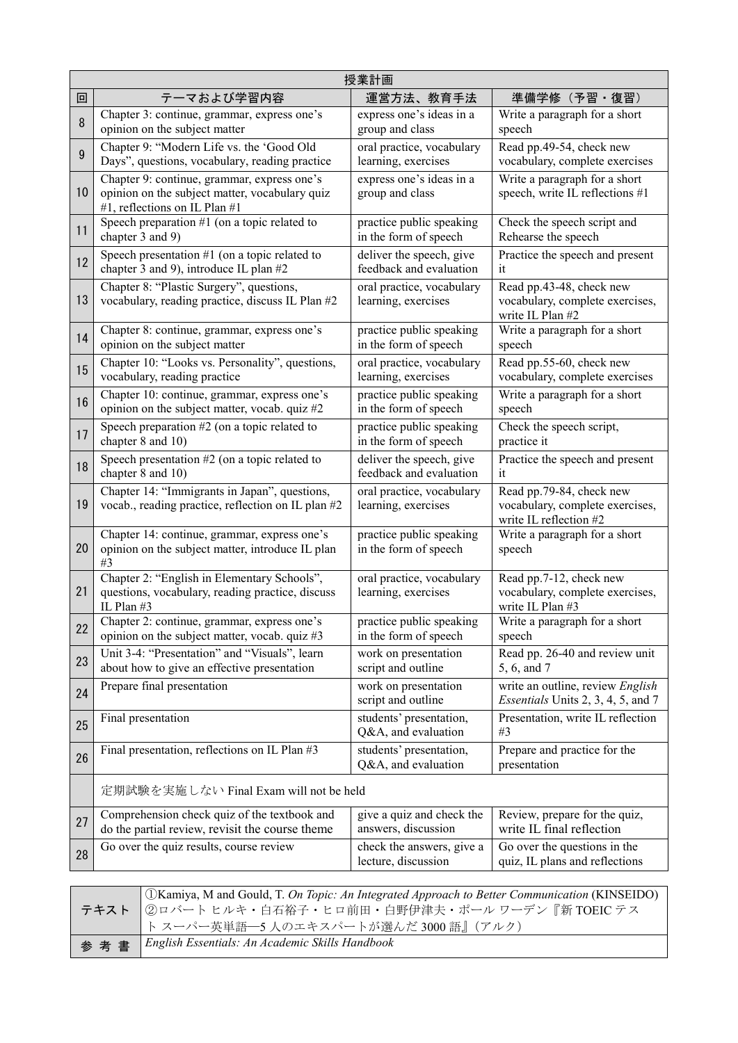| 授業計画 | | | |
|---|---|---|---|
| 回 | テーマおよび学習内容 | 運営方法、教育手法 | 準備学修（予習・復習） |
| 8 | Chapter 3: continue, grammar, express one's opinion on the subject matter | express one's ideas in a group and class | Write a paragraph for a short speech |
| 9 | Chapter 9: "Modern Life vs. the 'Good Old Days", questions, vocabulary, reading practice | oral practice, vocabulary learning, exercises | Read pp.49-54, check new vocabulary, complete exercises |
| 10 | Chapter 9: continue, grammar, express one's opinion on the subject matter, vocabulary quiz #1, reflections on IL Plan #1 | express one's ideas in a group and class | Write a paragraph for a short speech, write IL reflections #1 |
| 11 | Speech preparation #1 (on a topic related to chapter 3 and 9) | practice public speaking in the form of speech | Check the speech script and Rehearse the speech |
| 12 | Speech presentation #1 (on a topic related to chapter 3 and 9), introduce IL plan #2 | deliver the speech, give feedback and evaluation | Practice the speech and present it |
| 13 | Chapter 8: "Plastic Surgery", questions, vocabulary, reading practice, discuss IL Plan #2 | oral practice, vocabulary learning, exercises | Read pp.43-48, check new vocabulary, complete exercises, write IL Plan #2 |
| 14 | Chapter 8: continue, grammar, express one's opinion on the subject matter | practice public speaking in the form of speech | Write a paragraph for a short speech |
| 15 | Chapter 10: "Looks vs. Personality", questions, vocabulary, reading practice | oral practice, vocabulary learning, exercises | Read pp.55-60, check new vocabulary, complete exercises |
| 16 | Chapter 10: continue, grammar, express one's opinion on the subject matter, vocab. quiz #2 | practice public speaking in the form of speech | Write a paragraph for a short speech |
| 17 | Speech preparation #2 (on a topic related to chapter 8 and 10) | practice public speaking in the form of speech | Check the speech script, practice it |
| 18 | Speech presentation #2 (on a topic related to chapter 8 and 10) | deliver the speech, give feedback and evaluation | Practice the speech and present it |
| 19 | Chapter 14: "Immigrants in Japan", questions, vocab., reading practice, reflection on IL plan #2 | oral practice, vocabulary learning, exercises | Read pp.79-84, check new vocabulary, complete exercises, write IL reflection #2 |
| 20 | Chapter 14: continue, grammar, express one's opinion on the subject matter, introduce IL plan #3 | practice public speaking in the form of speech | Write a paragraph for a short speech |
| 21 | Chapter 2: "English in Elementary Schools", questions, vocabulary, reading practice, discuss IL Plan #3 | oral practice, vocabulary learning, exercises | Read pp.7-12, check new vocabulary, complete exercises, write IL Plan #3 |
| 22 | Chapter 2: continue, grammar, express one's opinion on the subject matter, vocab. quiz #3 | practice public speaking in the form of speech | Write a paragraph for a short speech |
| 23 | Unit 3-4: "Presentation" and "Visuals", learn about how to give an effective presentation | work on presentation script and outline | Read pp. 26-40 and review unit 5, 6, and 7 |
| 24 | Prepare final presentation | work on presentation script and outline | write an outline, review *English Essentials* Units 2, 3, 4, 5, and 7 |
| 25 | Final presentation | students' presentation, Q&A, and evaluation | Presentation, write IL reflection #3 |
| 26 | Final presentation, reflections on IL Plan #3 | students' presentation, Q&A, and evaluation | Prepare and practice for the presentation |
| | 定期試験を実施しない Final Exam will not be held | | |
| 27 | Comprehension check quiz of the textbook and do the partial review, revisit the course theme | give a quiz and check the answers, discussion | Review, prepare for the quiz, write IL final reflection |
| 28 | Go over the quiz results, course review | check the answers, give a lecture, discussion | Go over the questions in the quiz, IL plans and reflections |

| | |
|---|---|
| テキスト | ①Kamiya, M and Gould, T. *On Topic: An Integrated Approach to Better Communication* (KINSEIDO)<br>②ロバート ヒルキ・白石裕子・ヒロ前田・白野伊津夫・ポール ワーデン『新 TOEIC テスト スーパー英単語―5 人のエキスパートが選んだ 3000 語』（アルク） |
| 参考書 | *English Essentials: An Academic Skills Handbook* |